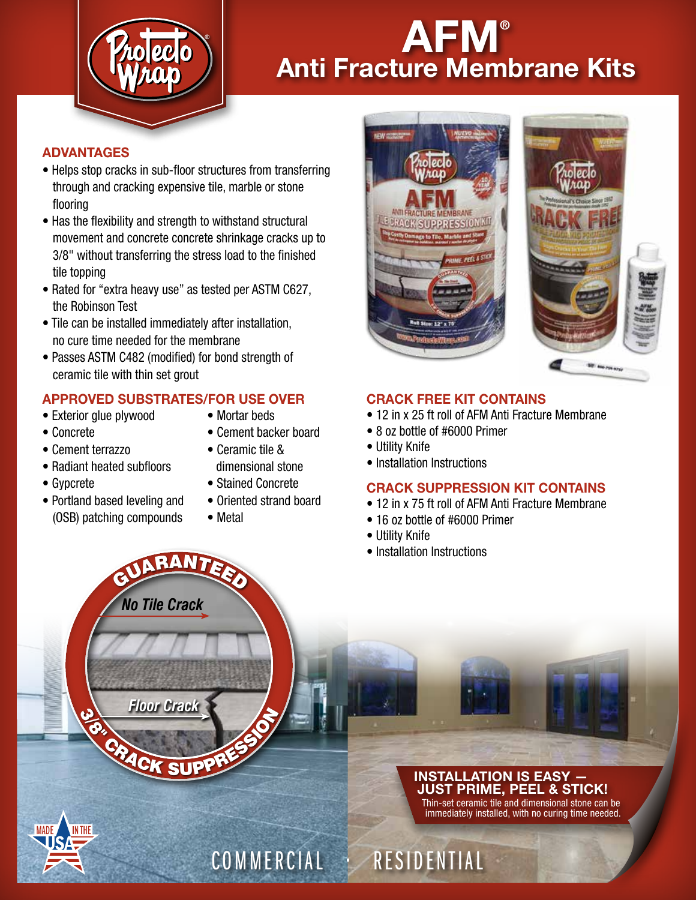# AFM®

## Anti Fracture Membrane Kits

### ADVANTAGES

- Helps stop cracks in sub-floor structures from transferring through and cracking expensive tile, marble or stone flooring
- Has the flexibility and strength to withstand structural movement and concrete concrete shrinkage cracks up to 3/8" without transferring the stress load to the finished tile topping
- Rated for "extra heavy use" as tested per ASTM C627, the Robinson Test
- Tile can be installed immediately after installation, no cure time needed for the membrane
- Passes ASTM C482 (modified) for bond strength of ceramic tile with thin set grout

### APPROVED SUBSTRATES/FOR USE OVER

- Exterior glue plywood
- Concrete
- Cement terrazzo
- Radiant heated subfloors
- Gypcrete
- Portland based leveling and (OSB) patching compounds
- Mortar beds
- Cement backer board
- Ceramic tile & dimensional stone
- Stained Concrete
- Oriented strand board
- Metal

### CRACK FREE KIT CONTAINS

- 12 in x 25 ft roll of AFM Anti Fracture Membrane
- 8 oz bottle of #6000 Primer
- Utility Knife
- Installation Instructions

### CRACK SUPPRESSION KIT CONTAINS

- 12 in x 75 ft roll of AFM Anti Fracture Membrane
- 16 oz bottle of #6000 Primer
- Utility Knife
- Installation Instructions

GUARANTEED — *No Tile Crack* — *Floor Crack* — 3/8" CRACK SUPPRESSION

### INSTALLATION IS EASY — JUST PRIME, PEEL & STICK!

Thin-set ceramic tile and dimensional stone can be immediately installed, with no curing time needed.

MADE IN THE USA

COMMERCIAL · RESIDENTIAL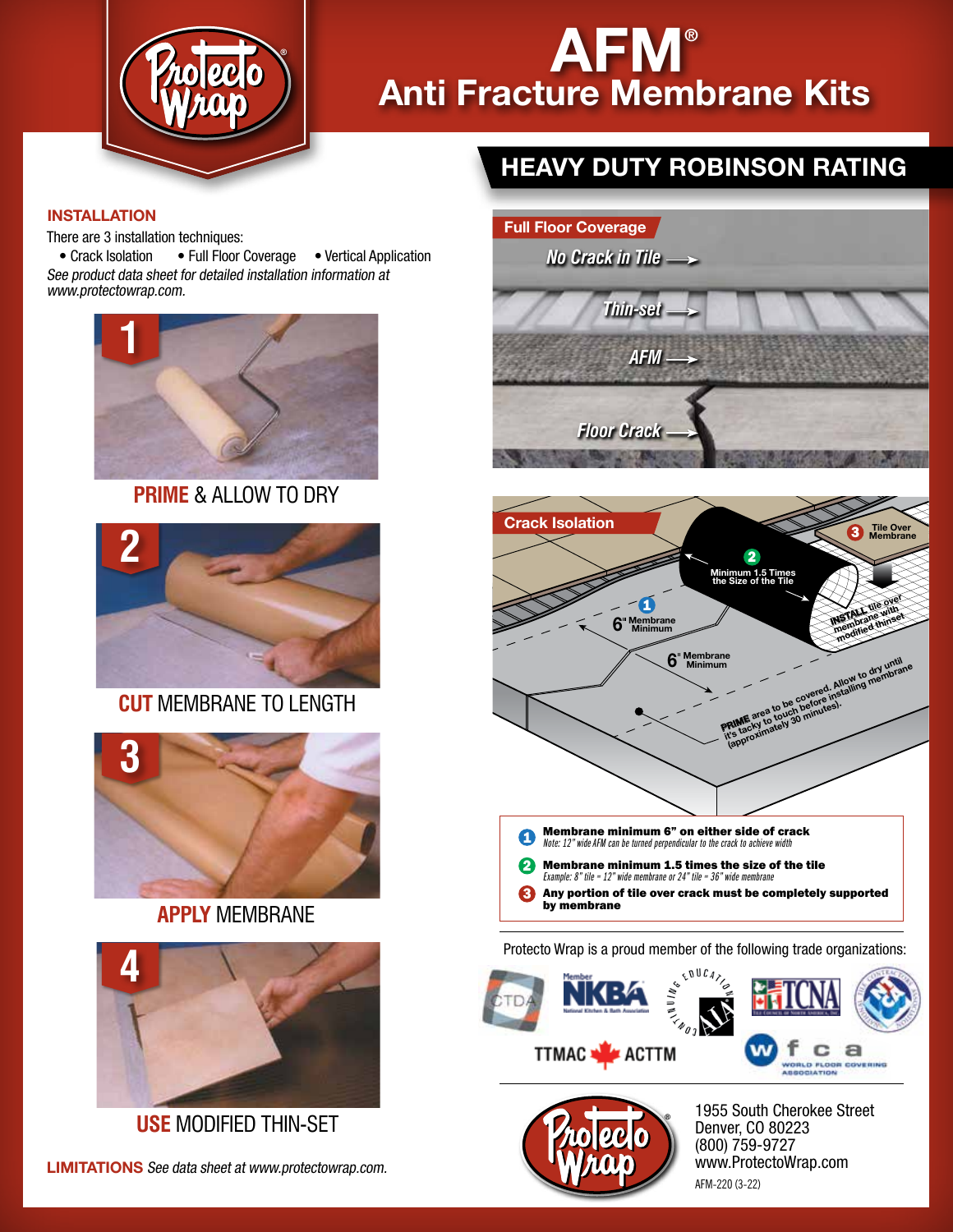# AFM®

## Anti Fracture Membrane Kits

## HEAVY DUTY ROBINSON RATING

### INSTALLATION

There are 3 installation techniques:

- Crack Isolation
- Full Floor Coverage
- Vertical Application

*See product data sheet for detailed installation information at www.protectowrap.com.*

1 — **PRIME** & ALLOW TO DRY

2 — **CUT** MEMBRANE TO LENGTH

3 — **APPLY** MEMBRANE

4 — **USE** MODIFIED THIN-SET

**LIMITATIONS** *See data sheet at www.protectowrap.com.*

### Full Floor Coverage

No Crack in Tile →

Thin-set →

AFM →

Floor Crack →

### Crack Isolation

1 6" Membrane Minimum

6" Membrane Minimum

2 Minimum 1.5 Times the Size of the Tile

3 Tile Over Membrane

INSTALL tile over membrane with modified thinset

PRIME area to be covered. Allow to dry until it's tacky to touch before installing membrane (approximately 30 minutes).

1. **Membrane minimum 6" on either side of crack**
   *Note: 12" wide AFM can be turned perpendicular to the crack to achieve width*
2. **Membrane minimum 1.5 times the size of the tile**
   *Example: 8" tile = 12" wide membrane or 24" tile = 36" wide membrane*
3. **Any portion of tile over crack must be completely supported by membrane**

Protecto Wrap is a proud member of the following trade organizations:

CTDA, NKBA, AIA Continuing Education, TCNA, TTMAC ACTTM, WFCA World Floor Covering Association

1955 South Cherokee Street
Denver, CO 80223
(800) 759-9727
www.ProtectoWrap.com

AFM-220 (3-22)